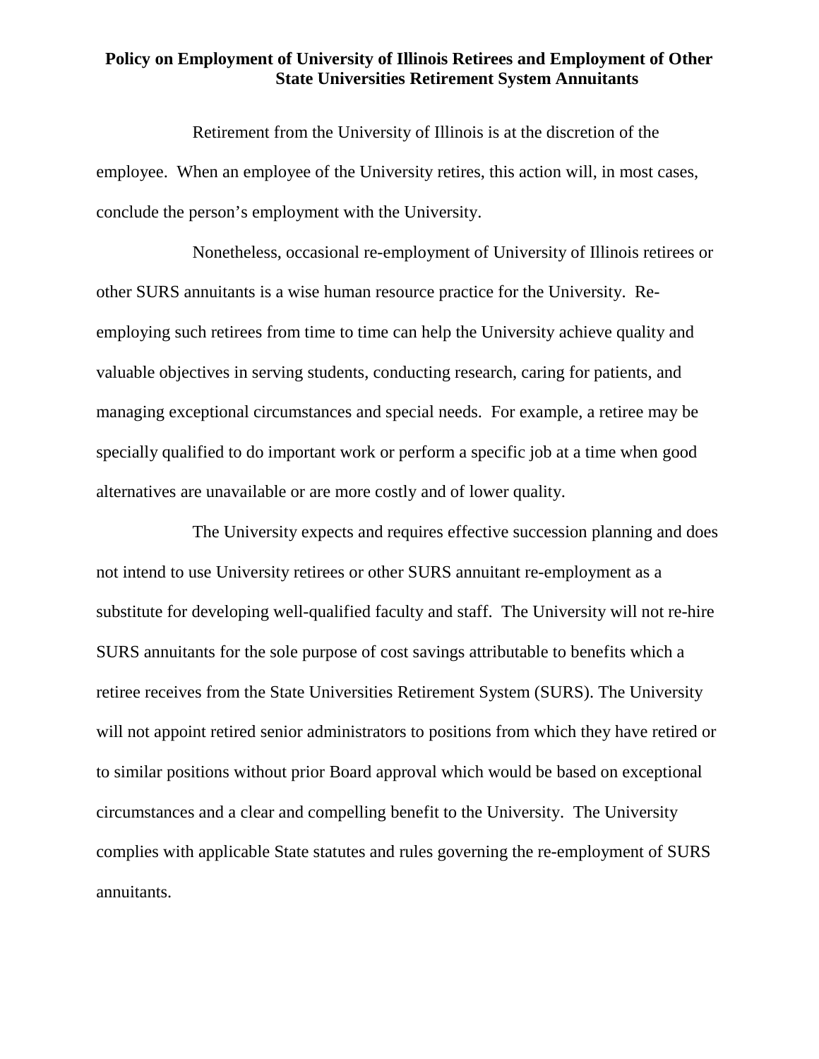**Policy on Employment of University of Illinois Retirees and Employment of Other State Universities Retirement System Annuitants**

Retirement from the University of Illinois is at the discretion of the employee. When an employee of the University retires, this action will, in most cases, conclude the person's employment with the University.

Nonetheless, occasional re-employment of University of Illinois retirees or other SURS annuitants is a wise human resource practice for the University. Re-employing such retirees from time to time can help the University achieve quality and valuable objectives in serving students, conducting research, caring for patients, and managing exceptional circumstances and special needs. For example, a retiree may be specially qualified to do important work or perform a specific job at a time when good alternatives are unavailable or are more costly and of lower quality.

The University expects and requires effective succession planning and does not intend to use University retirees or other SURS annuitant re-employment as a substitute for developing well-qualified faculty and staff. The University will not re-hire SURS annuitants for the sole purpose of cost savings attributable to benefits which a retiree receives from the State Universities Retirement System (SURS). The University will not appoint retired senior administrators to positions from which they have retired or to similar positions without prior Board approval which would be based on exceptional circumstances and a clear and compelling benefit to the University. The University complies with applicable State statutes and rules governing the re-employment of SURS annuitants.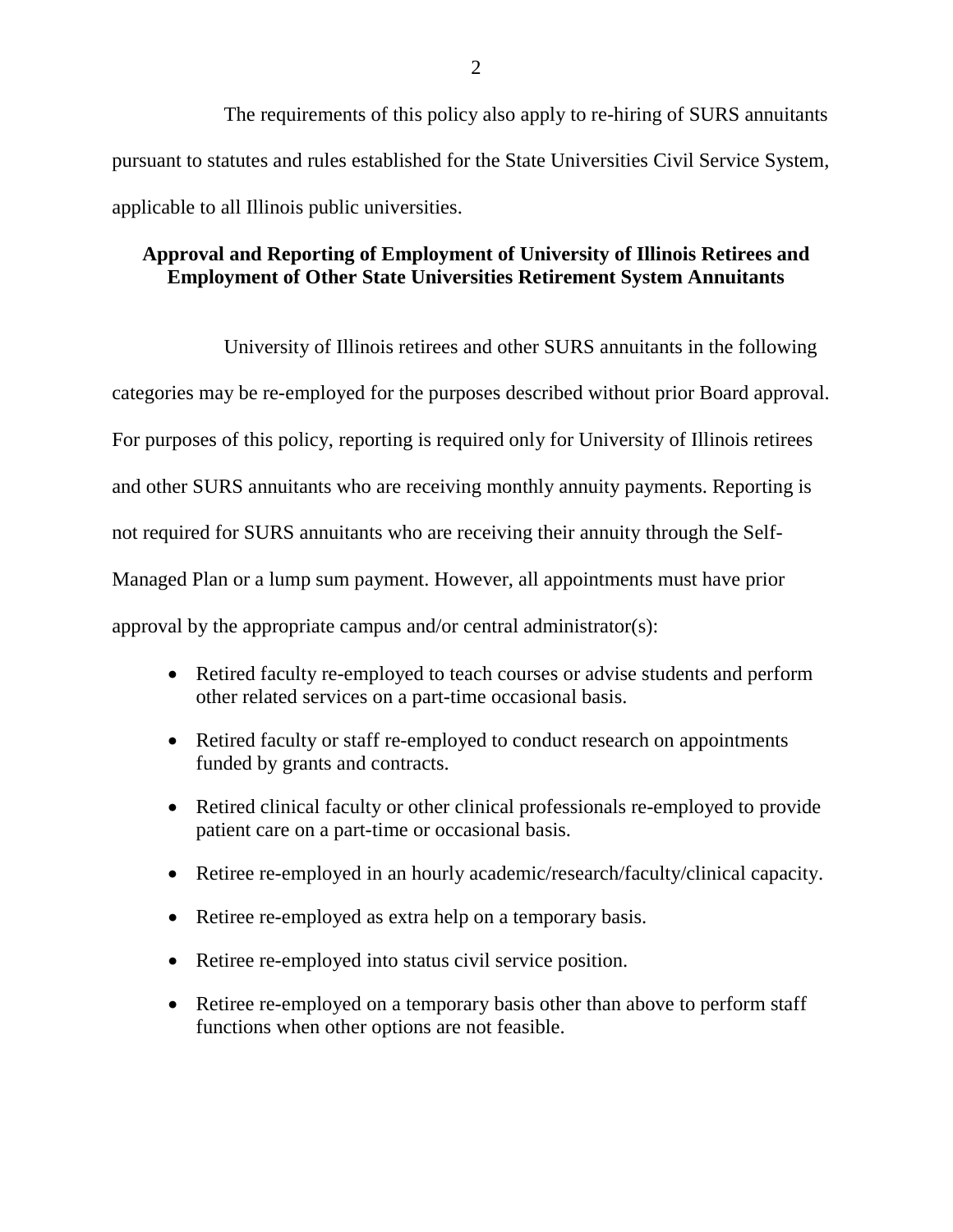The requirements of this policy also apply to re-hiring of SURS annuitants pursuant to statutes and rules established for the State Universities Civil Service System, applicable to all Illinois public universities.

**Approval and Reporting of Employment of University of Illinois Retirees and Employment of Other State Universities Retirement System Annuitants**

University of Illinois retirees and other SURS annuitants in the following categories may be re-employed for the purposes described without prior Board approval. For purposes of this policy, reporting is required only for University of Illinois retirees and other SURS annuitants who are receiving monthly annuity payments. Reporting is not required for SURS annuitants who are receiving their annuity through the Self-Managed Plan or a lump sum payment. However, all appointments must have prior approval by the appropriate campus and/or central administrator(s):

- Retired faculty re-employed to teach courses or advise students and perform other related services on a part-time occasional basis.
- Retired faculty or staff re-employed to conduct research on appointments funded by grants and contracts.
- Retired clinical faculty or other clinical professionals re-employed to provide patient care on a part-time or occasional basis.
- Retiree re-employed in an hourly academic/research/faculty/clinical capacity.
- Retiree re-employed as extra help on a temporary basis.
- Retiree re-employed into status civil service position.
- Retiree re-employed on a temporary basis other than above to perform staff functions when other options are not feasible.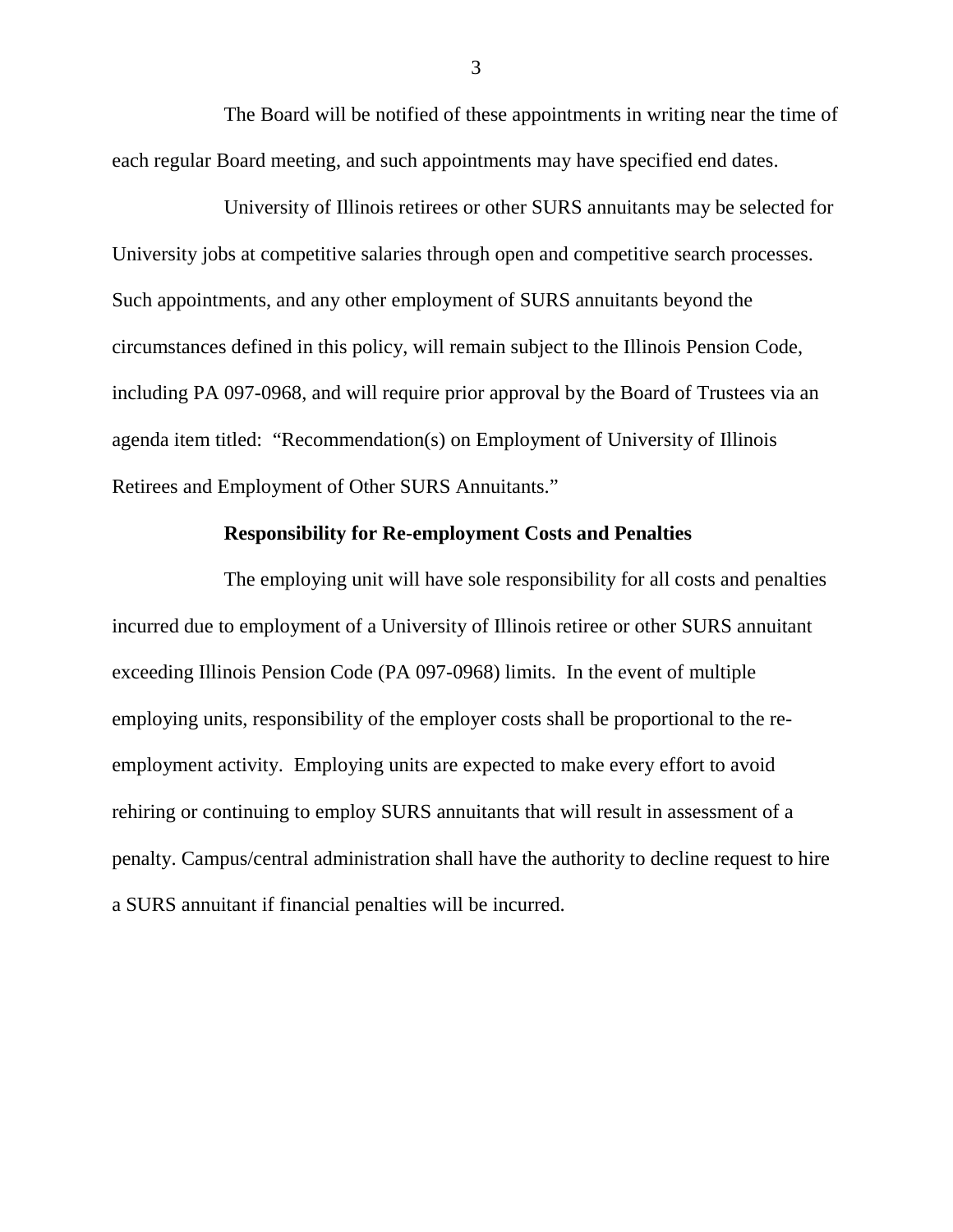The Board will be notified of these appointments in writing near the time of each regular Board meeting, and such appointments may have specified end dates.

University of Illinois retirees or other SURS annuitants may be selected for University jobs at competitive salaries through open and competitive search processes. Such appointments, and any other employment of SURS annuitants beyond the circumstances defined in this policy, will remain subject to the Illinois Pension Code, including PA 097-0968, and will require prior approval by the Board of Trustees via an agenda item titled: "Recommendation(s) on Employment of University of Illinois Retirees and Employment of Other SURS Annuitants."

**Responsibility for Re-employment Costs and Penalties**

The employing unit will have sole responsibility for all costs and penalties incurred due to employment of a University of Illinois retiree or other SURS annuitant exceeding Illinois Pension Code (PA 097-0968) limits. In the event of multiple employing units, responsibility of the employer costs shall be proportional to the re-employment activity. Employing units are expected to make every effort to avoid rehiring or continuing to employ SURS annuitants that will result in assessment of a penalty. Campus/central administration shall have the authority to decline request to hire a SURS annuitant if financial penalties will be incurred.